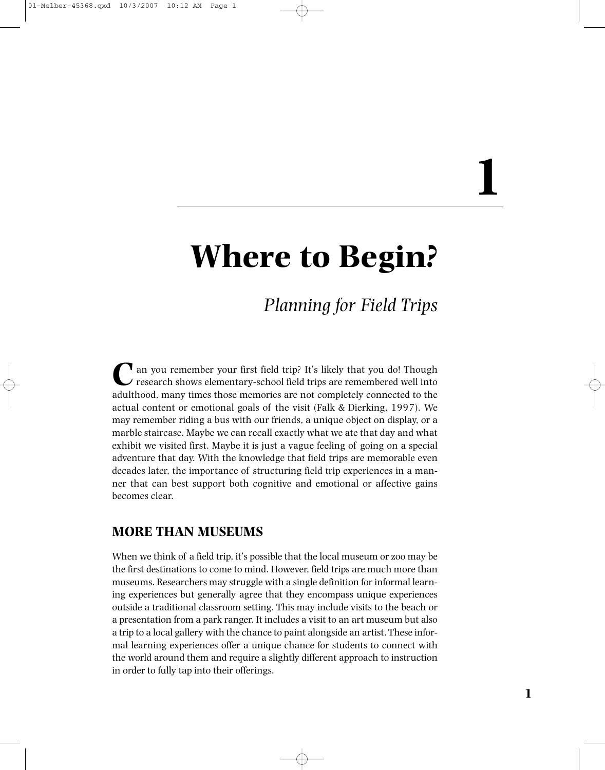# 1

# Where to Begin?

## *Planning for Field Trips*

Can you remember your first field trip? It's likely that you do! Though research shows elementary-school field trips are remembered well into adulthood, many times those memories are not completely connected to the actual content or emotional goals of the visit (Falk & Dierking, 1997). We may remember riding a bus with our friends, a unique object on display, or a marble staircase. Maybe we can recall exactly what we ate that day and what exhibit we visited first. Maybe it is just a vague feeling of going on a special adventure that day. With the knowledge that field trips are memorable even decades later, the importance of structuring field trip experiences in a manner that can best support both cognitive and emotional or affective gains becomes clear.

### MORE THAN MUSEUMS

When we think of a field trip, it's possible that the local museum or zoo may be the first destinations to come to mind. However, field trips are much more than museums. Researchers may struggle with a single definition for informal learning experiences but generally agree that they encompass unique experiences outside a traditional classroom setting. This may include visits to the beach or a presentation from a park ranger. It includes a visit to an art museum but also a trip to a local gallery with the chance to paint alongside an artist. These informal learning experiences offer a unique chance for students to connect with the world around them and require a slightly different approach to instruction in order to fully tap into their offerings.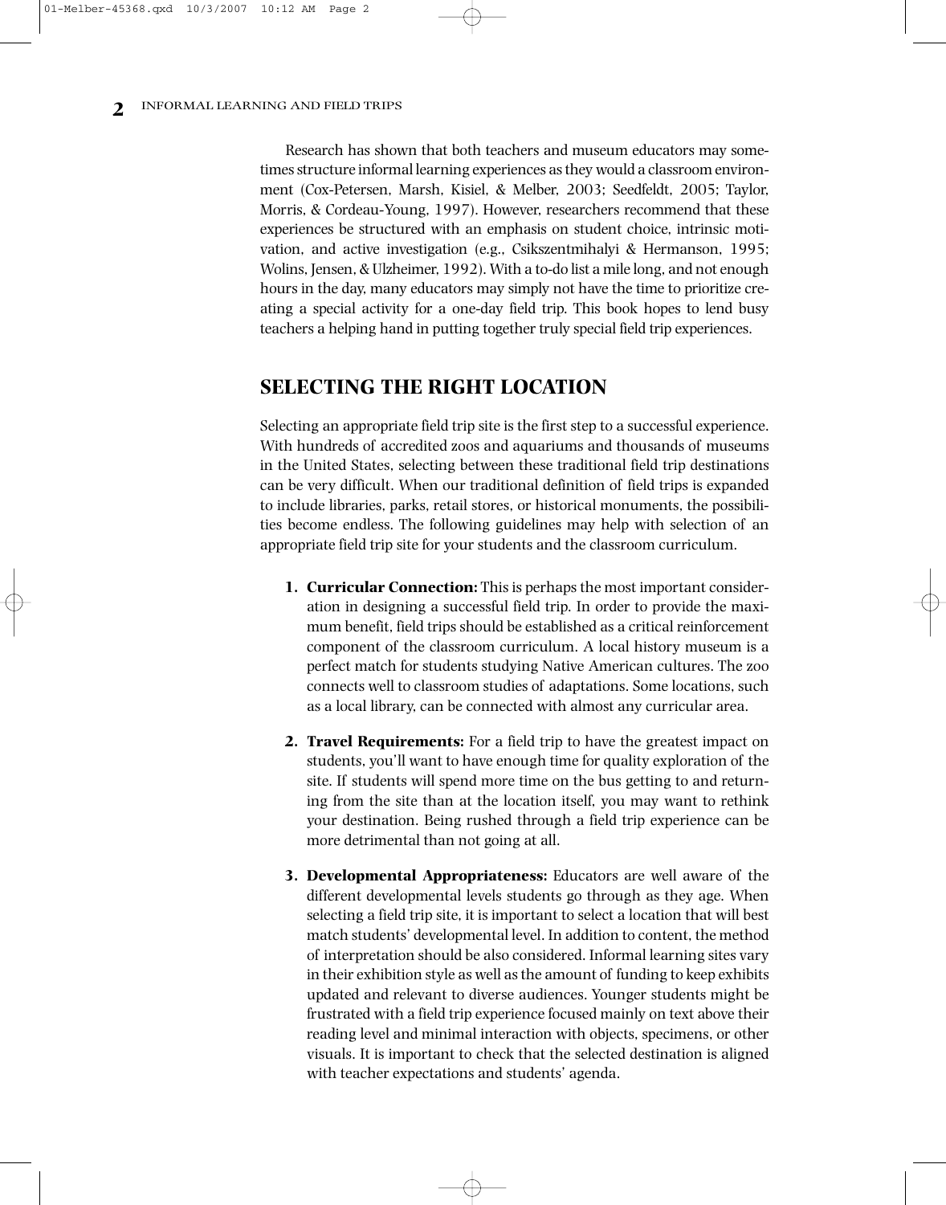Research has shown that both teachers and museum educators may sometimes structure informal learning experiences as they would a classroom environment (Cox-Petersen, Marsh, Kisiel, & Melber, 2003; Seedfeldt, 2005; Taylor, Morris, & Cordeau-Young, 1997). However, researchers recommend that these experiences be structured with an emphasis on student choice, intrinsic motivation, and active investigation (e.g., Csikszentmihalyi & Hermanson, 1995; Wolins, Jensen, & Ulzheimer, 1992). With a to-do list a mile long, and not enough hours in the day, many educators may simply not have the time to prioritize creating a special activity for a one-day field trip. This book hopes to lend busy teachers a helping hand in putting together truly special field trip experiences.

## SELECTING THE RIGHT LOCATION

Selecting an appropriate field trip site is the first step to a successful experience. With hundreds of accredited zoos and aquariums and thousands of museums in the United States, selecting between these traditional field trip destinations can be very difficult. When our traditional definition of field trips is expanded to include libraries, parks, retail stores, or historical monuments, the possibilities become endless. The following guidelines may help with selection of an appropriate field trip site for your students and the classroom curriculum.

1. **Curricular Connection:** This is perhaps the most important consideration in designing a successful field trip. In order to provide the maximum benefit, field trips should be established as a critical reinforcement component of the classroom curriculum. A local history museum is a perfect match for students studying Native American cultures. The zoo connects well to classroom studies of adaptations. Some locations, such as a local library, can be connected with almost any curricular area.

2. **Travel Requirements:** For a field trip to have the greatest impact on students, you'll want to have enough time for quality exploration of the site. If students will spend more time on the bus getting to and returning from the site than at the location itself, you may want to rethink your destination. Being rushed through a field trip experience can be more detrimental than not going at all.

3. **Developmental Appropriateness:** Educators are well aware of the different developmental levels students go through as they age. When selecting a field trip site, it is important to select a location that will best match students' developmental level. In addition to content, the method of interpretation should be also considered. Informal learning sites vary in their exhibition style as well as the amount of funding to keep exhibits updated and relevant to diverse audiences. Younger students might be frustrated with a field trip experience focused mainly on text above their reading level and minimal interaction with objects, specimens, or other visuals. It is important to check that the selected destination is aligned with teacher expectations and students' agenda.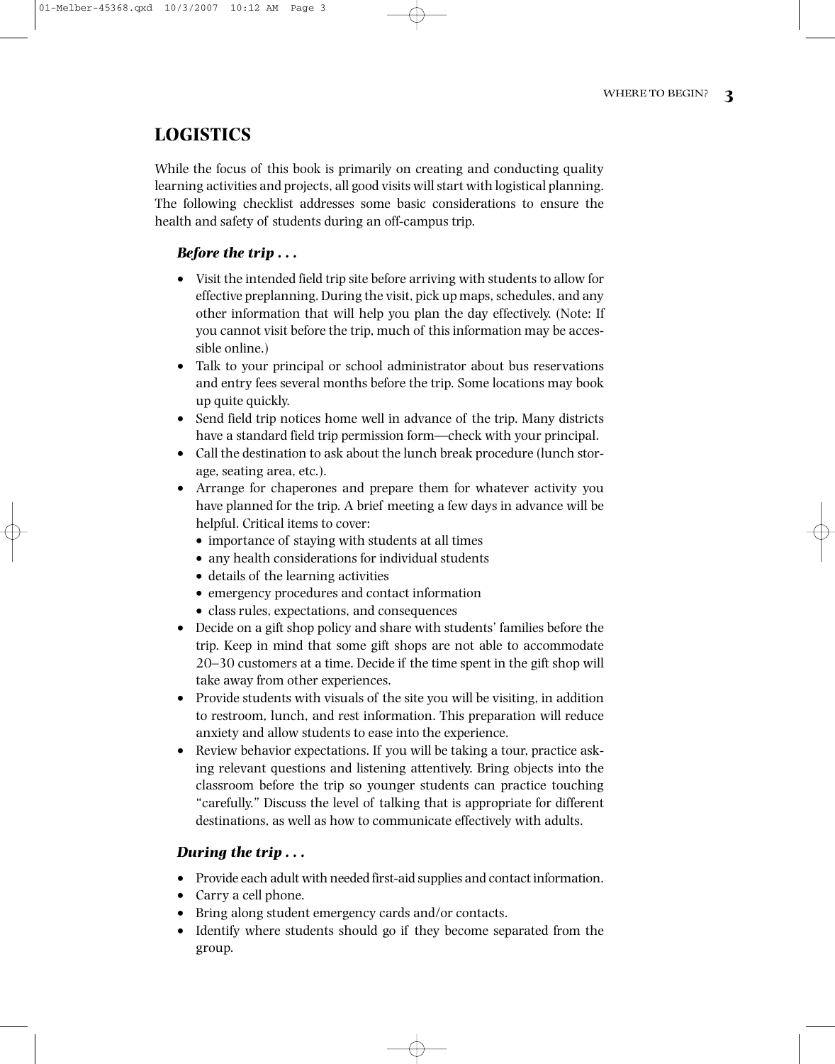## LOGISTICS

While the focus of this book is primarily on creating and conducting quality learning activities and projects, all good visits will start with logistical planning. The following checklist addresses some basic considerations to ensure the health and safety of students during an off-campus trip.

### *Before the trip . . .*

- Visit the intended field trip site before arriving with students to allow for effective preplanning. During the visit, pick up maps, schedules, and any other information that will help you plan the day effectively. (Note: If you cannot visit before the trip, much of this information may be accessible online.)
- Talk to your principal or school administrator about bus reservations and entry fees several months before the trip. Some locations may book up quite quickly.
- Send field trip notices home well in advance of the trip. Many districts have a standard field trip permission form—check with your principal.
- Call the destination to ask about the lunch break procedure (lunch storage, seating area, etc.).
- Arrange for chaperones and prepare them for whatever activity you have planned for the trip. A brief meeting a few days in advance will be helpful. Critical items to cover:
  - importance of staying with students at all times
  - any health considerations for individual students
  - details of the learning activities
  - emergency procedures and contact information
  - class rules, expectations, and consequences
- Decide on a gift shop policy and share with students' families before the trip. Keep in mind that some gift shops are not able to accommodate 20–30 customers at a time. Decide if the time spent in the gift shop will take away from other experiences.
- Provide students with visuals of the site you will be visiting, in addition to restroom, lunch, and rest information. This preparation will reduce anxiety and allow students to ease into the experience.
- Review behavior expectations. If you will be taking a tour, practice asking relevant questions and listening attentively. Bring objects into the classroom before the trip so younger students can practice touching "carefully." Discuss the level of talking that is appropriate for different destinations, as well as how to communicate effectively with adults.

### *During the trip . . .*

- Provide each adult with needed first-aid supplies and contact information.
- Carry a cell phone.
- Bring along student emergency cards and/or contacts.
- Identify where students should go if they become separated from the group.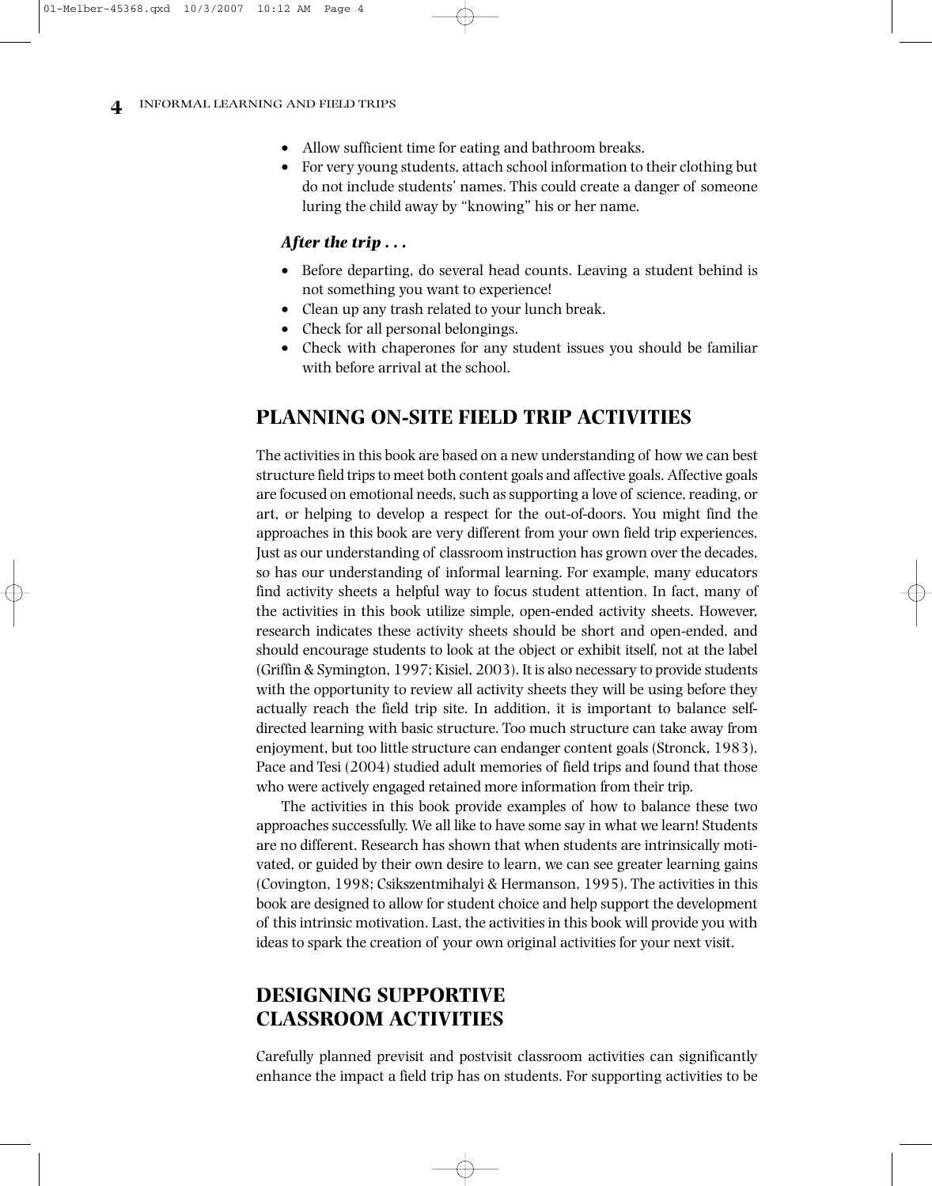- Allow sufficient time for eating and bathroom breaks.
- For very young students, attach school information to their clothing but do not include students' names. This could create a danger of someone luring the child away by "knowing" his or her name.

***After the trip . . .***

- Before departing, do several head counts. Leaving a student behind is not something you want to experience!
- Clean up any trash related to your lunch break.
- Check for all personal belongings.
- Check with chaperones for any student issues you should be familiar with before arrival at the school.

## PLANNING ON-SITE FIELD TRIP ACTIVITIES

The activities in this book are based on a new understanding of how we can best structure field trips to meet both content goals and affective goals. Affective goals are focused on emotional needs, such as supporting a love of science, reading, or art, or helping to develop a respect for the out-of-doors. You might find the approaches in this book are very different from your own field trip experiences. Just as our understanding of classroom instruction has grown over the decades, so has our understanding of informal learning. For example, many educators find activity sheets a helpful way to focus student attention. In fact, many of the activities in this book utilize simple, open-ended activity sheets. However, research indicates these activity sheets should be short and open-ended, and should encourage students to look at the object or exhibit itself, not at the label (Griffin & Symington, 1997; Kisiel, 2003). It is also necessary to provide students with the opportunity to review all activity sheets they will be using before they actually reach the field trip site. In addition, it is important to balance self-directed learning with basic structure. Too much structure can take away from enjoyment, but too little structure can endanger content goals (Stronck, 1983). Pace and Tesi (2004) studied adult memories of field trips and found that those who were actively engaged retained more information from their trip.

The activities in this book provide examples of how to balance these two approaches successfully. We all like to have some say in what we learn! Students are no different. Research has shown that when students are intrinsically motivated, or guided by their own desire to learn, we can see greater learning gains (Covington, 1998; Csikszentmihalyi & Hermanson, 1995). The activities in this book are designed to allow for student choice and help support the development of this intrinsic motivation. Last, the activities in this book will provide you with ideas to spark the creation of your own original activities for your next visit.

## DESIGNING SUPPORTIVE CLASSROOM ACTIVITIES

Carefully planned previsit and postvisit classroom activities can significantly enhance the impact a field trip has on students. For supporting activities to be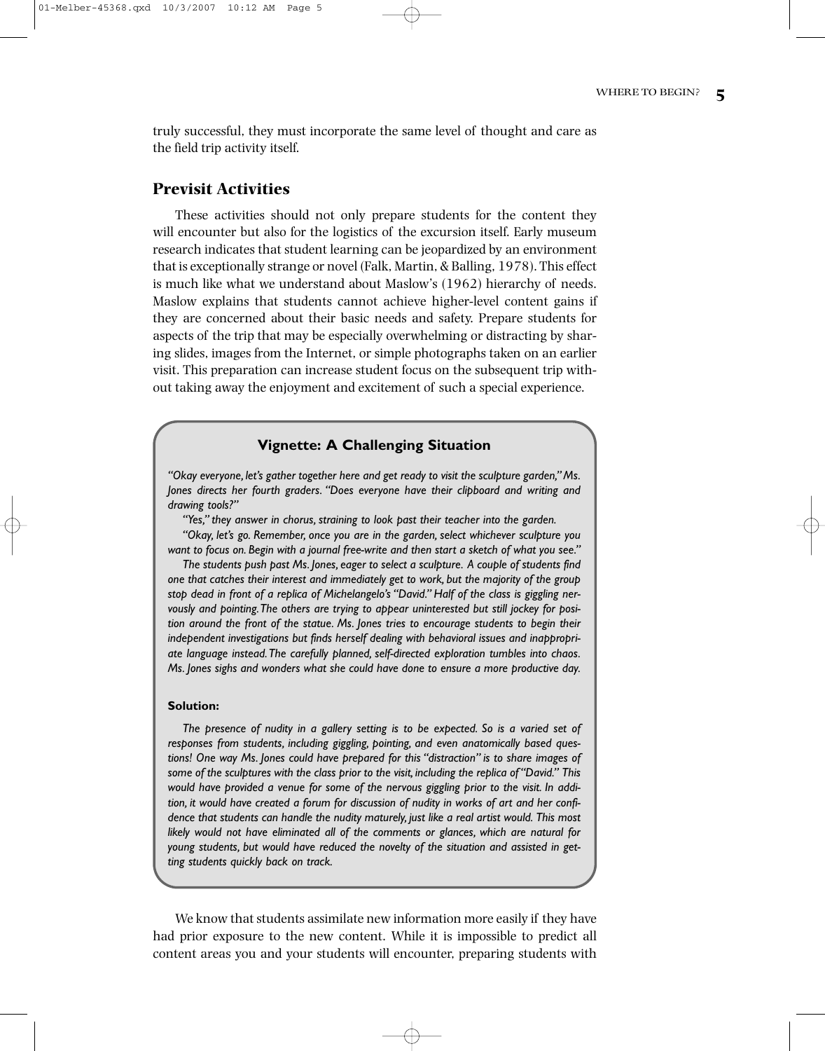truly successful, they must incorporate the same level of thought and care as the field trip activity itself.

## Previsit Activities

These activities should not only prepare students for the content they will encounter but also for the logistics of the excursion itself. Early museum research indicates that student learning can be jeopardized by an environment that is exceptionally strange or novel (Falk, Martin, & Balling, 1978). This effect is much like what we understand about Maslow's (1962) hierarchy of needs. Maslow explains that students cannot achieve higher-level content gains if they are concerned about their basic needs and safety. Prepare students for aspects of the trip that may be especially overwhelming or distracting by sharing slides, images from the Internet, or simple photographs taken on an earlier visit. This preparation can increase student focus on the subsequent trip without taking away the enjoyment and excitement of such a special experience.

> ### Vignette: A Challenging Situation
>
> *"Okay everyone, let's gather together here and get ready to visit the sculpture garden," Ms. Jones directs her fourth graders. "Does everyone have their clipboard and writing and drawing tools?"*
>
> *"Yes," they answer in chorus, straining to look past their teacher into the garden.*
>
> *"Okay, let's go. Remember, once you are in the garden, select whichever sculpture you want to focus on. Begin with a journal free-write and then start a sketch of what you see."*
>
> *The students push past Ms. Jones, eager to select a sculpture. A couple of students find one that catches their interest and immediately get to work, but the majority of the group stop dead in front of a replica of Michelangelo's "David." Half of the class is giggling nervously and pointing. The others are trying to appear uninterested but still jockey for position around the front of the statue. Ms. Jones tries to encourage students to begin their independent investigations but finds herself dealing with behavioral issues and inappropriate language instead. The carefully planned, self-directed exploration tumbles into chaos. Ms. Jones sighs and wonders what she could have done to ensure a more productive day.*
>
> **Solution:**
>
> *The presence of nudity in a gallery setting is to be expected. So is a varied set of responses from students, including giggling, pointing, and even anatomically based questions! One way Ms. Jones could have prepared for this "distraction" is to share images of some of the sculptures with the class prior to the visit, including the replica of "David." This would have provided a venue for some of the nervous giggling prior to the visit. In addition, it would have created a forum for discussion of nudity in works of art and her confidence that students can handle the nudity maturely, just like a real artist would. This most likely would not have eliminated all of the comments or glances, which are natural for young students, but would have reduced the novelty of the situation and assisted in getting students quickly back on track.*

We know that students assimilate new information more easily if they have had prior exposure to the new content. While it is impossible to predict all content areas you and your students will encounter, preparing students with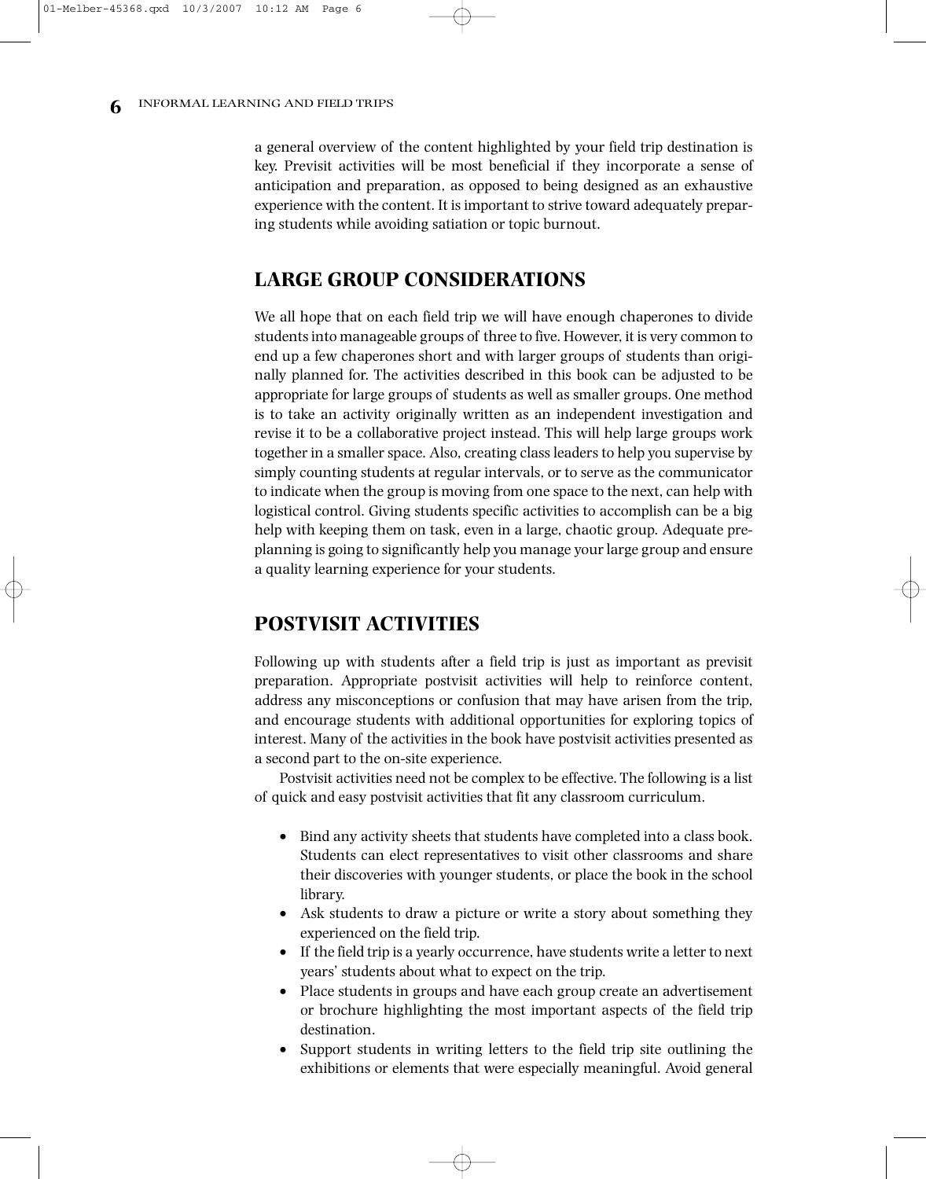a general overview of the content highlighted by your field trip destination is key. Previsit activities will be most beneficial if they incorporate a sense of anticipation and preparation, as opposed to being designed as an exhaustive experience with the content. It is important to strive toward adequately preparing students while avoiding satiation or topic burnout.

## LARGE GROUP CONSIDERATIONS

We all hope that on each field trip we will have enough chaperones to divide students into manageable groups of three to five. However, it is very common to end up a few chaperones short and with larger groups of students than originally planned for. The activities described in this book can be adjusted to be appropriate for large groups of students as well as smaller groups. One method is to take an activity originally written as an independent investigation and revise it to be a collaborative project instead. This will help large groups work together in a smaller space. Also, creating class leaders to help you supervise by simply counting students at regular intervals, or to serve as the communicator to indicate when the group is moving from one space to the next, can help with logistical control. Giving students specific activities to accomplish can be a big help with keeping them on task, even in a large, chaotic group. Adequate preplanning is going to significantly help you manage your large group and ensure a quality learning experience for your students.

## POSTVISIT ACTIVITIES

Following up with students after a field trip is just as important as previsit preparation. Appropriate postvisit activities will help to reinforce content, address any misconceptions or confusion that may have arisen from the trip, and encourage students with additional opportunities for exploring topics of interest. Many of the activities in the book have postvisit activities presented as a second part to the on-site experience.

Postvisit activities need not be complex to be effective. The following is a list of quick and easy postvisit activities that fit any classroom curriculum.

- Bind any activity sheets that students have completed into a class book. Students can elect representatives to visit other classrooms and share their discoveries with younger students, or place the book in the school library.
- Ask students to draw a picture or write a story about something they experienced on the field trip.
- If the field trip is a yearly occurrence, have students write a letter to next years' students about what to expect on the trip.
- Place students in groups and have each group create an advertisement or brochure highlighting the most important aspects of the field trip destination.
- Support students in writing letters to the field trip site outlining the exhibitions or elements that were especially meaningful. Avoid general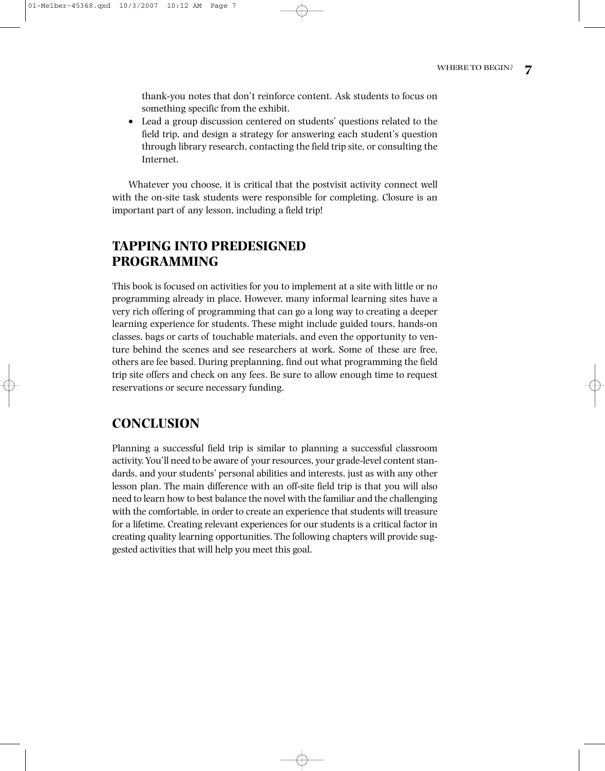thank-you notes that don't reinforce content. Ask students to focus on something specific from the exhibit.

- Lead a group discussion centered on students' questions related to the field trip, and design a strategy for answering each student's question through library research, contacting the field trip site, or consulting the Internet.

Whatever you choose, it is critical that the postvisit activity connect well with the on-site task students were responsible for completing. Closure is an important part of any lesson, including a field trip!

## TAPPING INTO PREDESIGNED PROGRAMMING

This book is focused on activities for you to implement at a site with little or no programming already in place. However, many informal learning sites have a very rich offering of programming that can go a long way to creating a deeper learning experience for students. These might include guided tours, hands-on classes, bags or carts of touchable materials, and even the opportunity to venture behind the scenes and see researchers at work. Some of these are free, others are fee based. During preplanning, find out what programming the field trip site offers and check on any fees. Be sure to allow enough time to request reservations or secure necessary funding.

## CONCLUSION

Planning a successful field trip is similar to planning a successful classroom activity. You'll need to be aware of your resources, your grade-level content standards, and your students' personal abilities and interests, just as with any other lesson plan. The main difference with an off-site field trip is that you will also need to learn how to best balance the novel with the familiar and the challenging with the comfortable, in order to create an experience that students will treasure for a lifetime. Creating relevant experiences for our students is a critical factor in creating quality learning opportunities. The following chapters will provide suggested activities that will help you meet this goal.